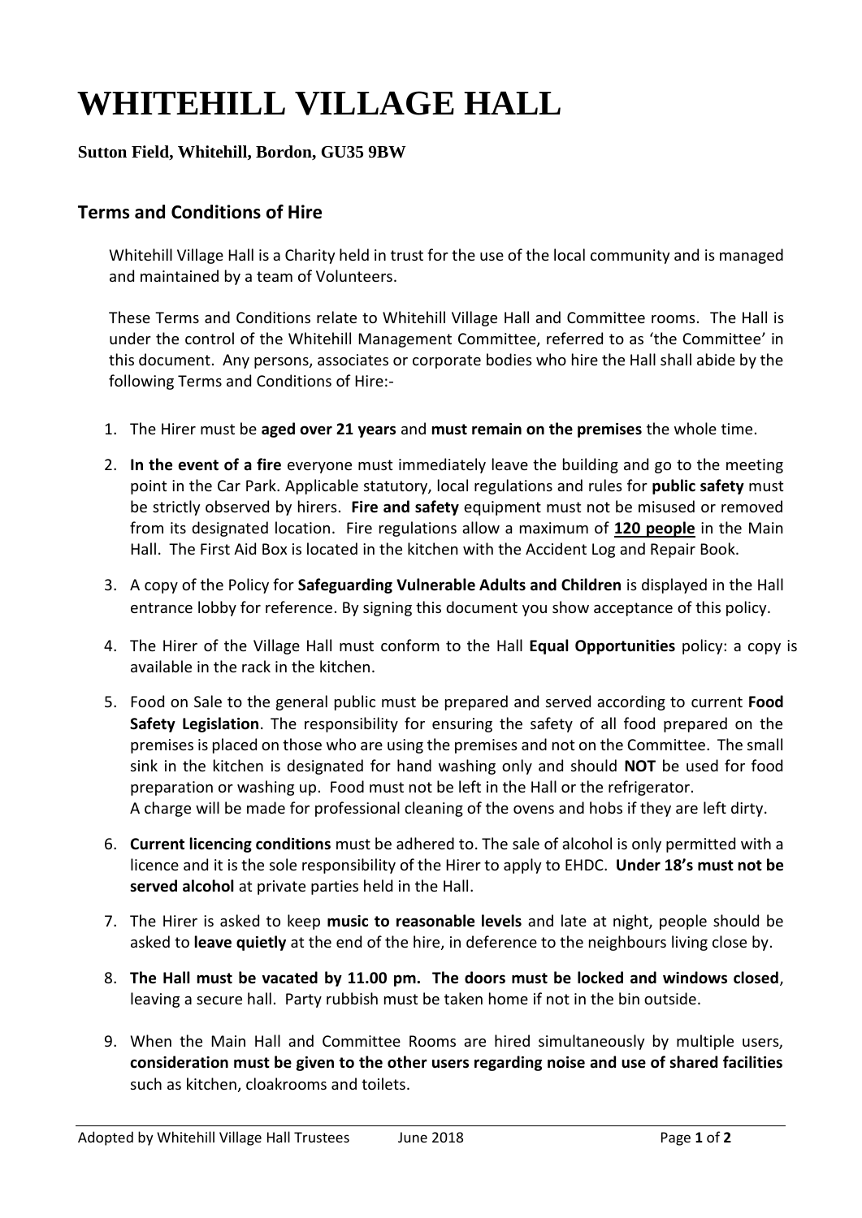# WHITEHILL VILLAGE HALL

**Sutton Field, Whitehill, Bordon, GU35 9BW**

## Terms and Conditions of Hire

Whitehill Village Hall is a Charity held in trust for the use of the local community and is managed and maintained by a team of Volunteers.

These Terms and Conditions relate to Whitehill Village Hall and Committee rooms. The Hall is under the control of the Whitehill Management Committee, referred to as 'the Committee' in this document. Any persons, associates or corporate bodies who hire the Hall shall abide by the following Terms and Conditions of Hire:-

1. The Hirer must be **aged over 21 years** and **must remain on the premises** the whole time.
2. **In the event of a fire** everyone must immediately leave the building and go to the meeting point in the Car Park. Applicable statutory, local regulations and rules for **public safety** must be strictly observed by hirers. **Fire and safety** equipment must not be misused or removed from its designated location. Fire regulations allow a maximum of **<u>120 people</u>** in the Main Hall. The First Aid Box is located in the kitchen with the Accident Log and Repair Book.
3. A copy of the Policy for **Safeguarding Vulnerable Adults and Children** is displayed in the Hall entrance lobby for reference. By signing this document you show acceptance of this policy.
4. The Hirer of the Village Hall must conform to the Hall **Equal Opportunities** policy: a copy is available in the rack in the kitchen.
5. Food on Sale to the general public must be prepared and served according to current **Food Safety Legislation**. The responsibility for ensuring the safety of all food prepared on the premises is placed on those who are using the premises and not on the Committee. The small sink in the kitchen is designated for hand washing only and should **NOT** be used for food preparation or washing up. Food must not be left in the Hall or the refrigerator.
   A charge will be made for professional cleaning of the ovens and hobs if they are left dirty.
6. **Current licencing conditions** must be adhered to. The sale of alcohol is only permitted with a licence and it is the sole responsibility of the Hirer to apply to EHDC. **Under 18's must not be served alcohol** at private parties held in the Hall.
7. The Hirer is asked to keep **music to reasonable levels** and late at night, people should be asked to **leave quietly** at the end of the hire, in deference to the neighbours living close by.
8. **The Hall must be vacated by 11.00 pm. The doors must be locked and windows closed**, leaving a secure hall. Party rubbish must be taken home if not in the bin outside.
9. When the Main Hall and Committee Rooms are hired simultaneously by multiple users, **consideration must be given to the other users regarding noise and use of shared facilities** such as kitchen, cloakrooms and toilets.

Adopted by Whitehill Village Hall Trustees June 2018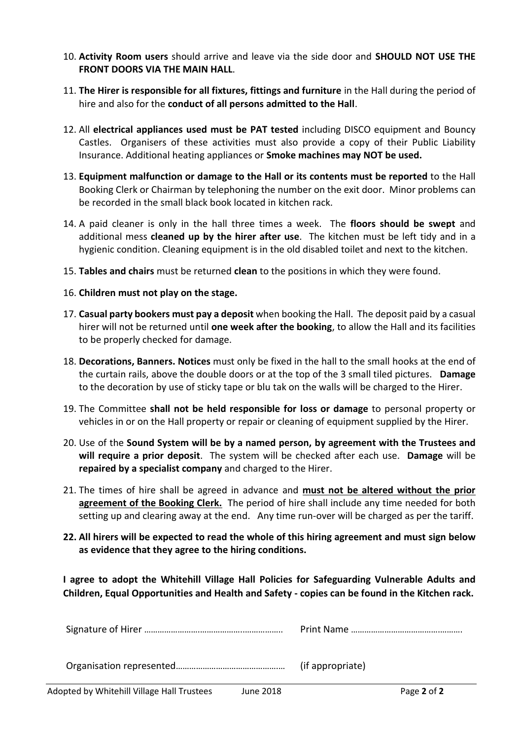10. **Activity Room users** should arrive and leave via the side door and **SHOULD NOT USE THE FRONT DOORS VIA THE MAIN HALL**.

11. **The Hirer is responsible for all fixtures, fittings and furniture** in the Hall during the period of hire and also for the **conduct of all persons admitted to the Hall**.

12. All **electrical appliances used must be PAT tested** including DISCO equipment and Bouncy Castles. Organisers of these activities must also provide a copy of their Public Liability Insurance. Additional heating appliances or **Smoke machines may NOT be used.**

13. **Equipment malfunction or damage to the Hall or its contents must be reported** to the Hall Booking Clerk or Chairman by telephoning the number on the exit door. Minor problems can be recorded in the small black book located in kitchen rack.

14. A paid cleaner is only in the hall three times a week. The **floors should be swept** and additional mess **cleaned up by the hirer after use**. The kitchen must be left tidy and in a hygienic condition. Cleaning equipment is in the old disabled toilet and next to the kitchen.

15. **Tables and chairs** must be returned **clean** to the positions in which they were found.

16. **Children must not play on the stage.**

17. **Casual party bookers must pay a deposit** when booking the Hall. The deposit paid by a casual hirer will not be returned until **one week after the booking**, to allow the Hall and its facilities to be properly checked for damage.

18. **Decorations, Banners. Notices** must only be fixed in the hall to the small hooks at the end of the curtain rails, above the double doors or at the top of the 3 small tiled pictures. **Damage** to the decoration by use of sticky tape or blu tak on the walls will be charged to the Hirer.

19. The Committee **shall not be held responsible for loss or damage** to personal property or vehicles in or on the Hall property or repair or cleaning of equipment supplied by the Hirer.

20. Use of the **Sound System will be by a named person, by agreement with the Trustees and will require a prior deposit**. The system will be checked after each use. **Damage** will be **repaired by a specialist company** and charged to the Hirer.

21. The times of hire shall be agreed in advance and <u>**must not be altered without the prior agreement of the Booking Clerk.**</u> The period of hire shall include any time needed for both setting up and clearing away at the end. Any time run-over will be charged as per the tariff.

22. **All hirers will be expected to read the whole of this hiring agreement and must sign below as evidence that they agree to the hiring conditions.**

**I agree to adopt the Whitehill Village Hall Policies for Safeguarding Vulnerable Adults and Children, Equal Opportunities and Health and Safety - copies can be found in the Kitchen rack.**

Signature of Hirer ……………………………………………………. Print Name ………………………………………….

Organisation represented………………………………………… (if appropriate)

Adopted by Whitehill Village Hall Trustees June 2018